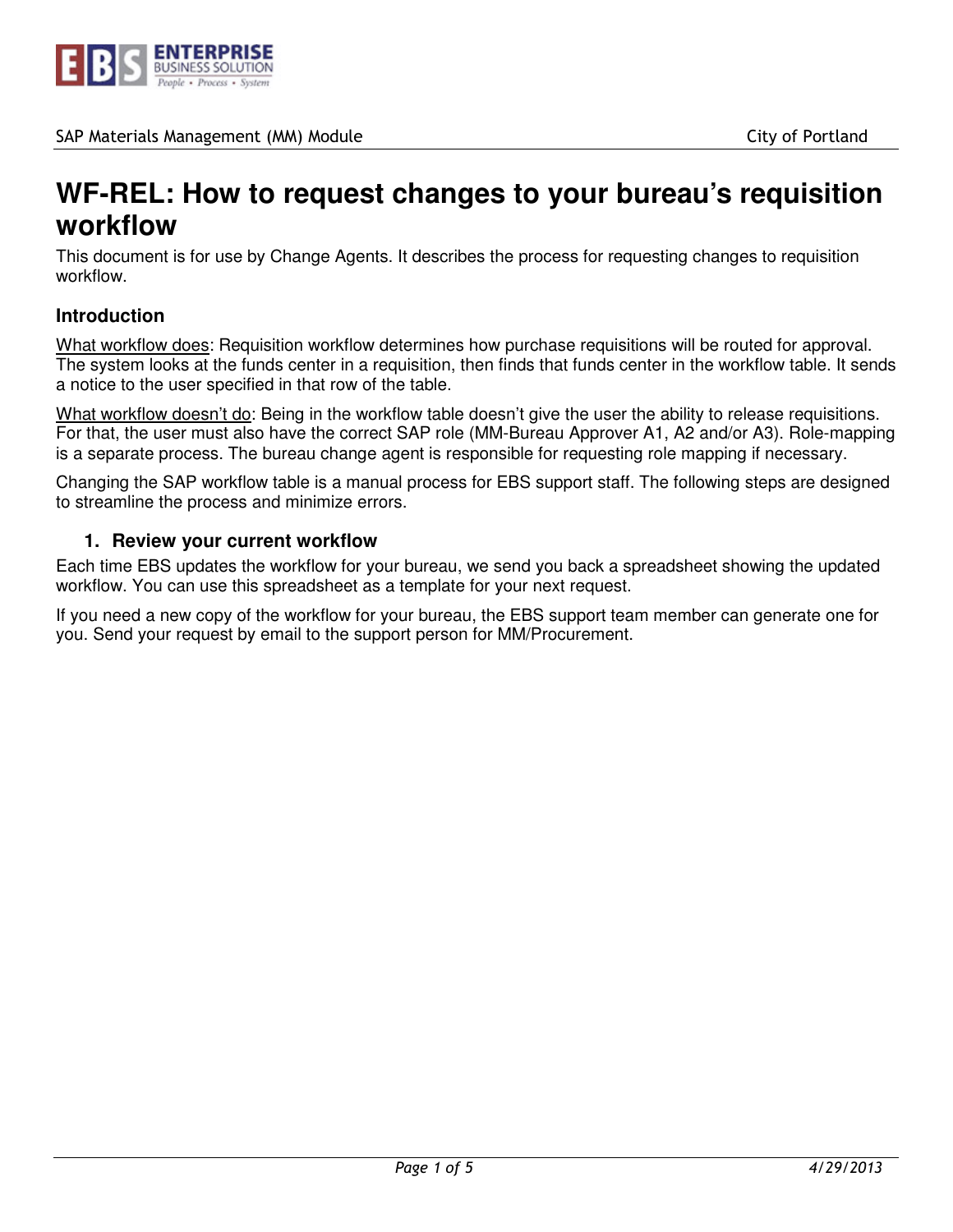# WF-REL: How to request changes to your bureau's requisition workflow

This document is for use by Change Agents. It describes the process for requesting changes to requisition workflow.

### Introduction

<u>What workflow does</u>: Requisition workflow determines how purchase requisitions will be routed for approval. The system looks at the funds center in a requisition, then finds that funds center in the workflow table. It sends a notice to the user specified in that row of the table.

<u>What workflow doesn't do</u>: Being in the workflow table doesn't give the user the ability to release requisitions. For that, the user must also have the correct SAP role (MM-Bureau Approver A1, A2 and/or A3). Role-mapping is a separate process. The bureau change agent is responsible for requesting role mapping if necessary.

Changing the SAP workflow table is a manual process for EBS support staff. The following steps are designed to streamline the process and minimize errors.

#### 1. Review your current workflow

Each time EBS updates the workflow for your bureau, we send you back a spreadsheet showing the updated workflow. You can use this spreadsheet as a template for your next request.

If you need a new copy of the workflow for your bureau, the EBS support team member can generate one for you. Send your request by email to the support person for MM/Procurement.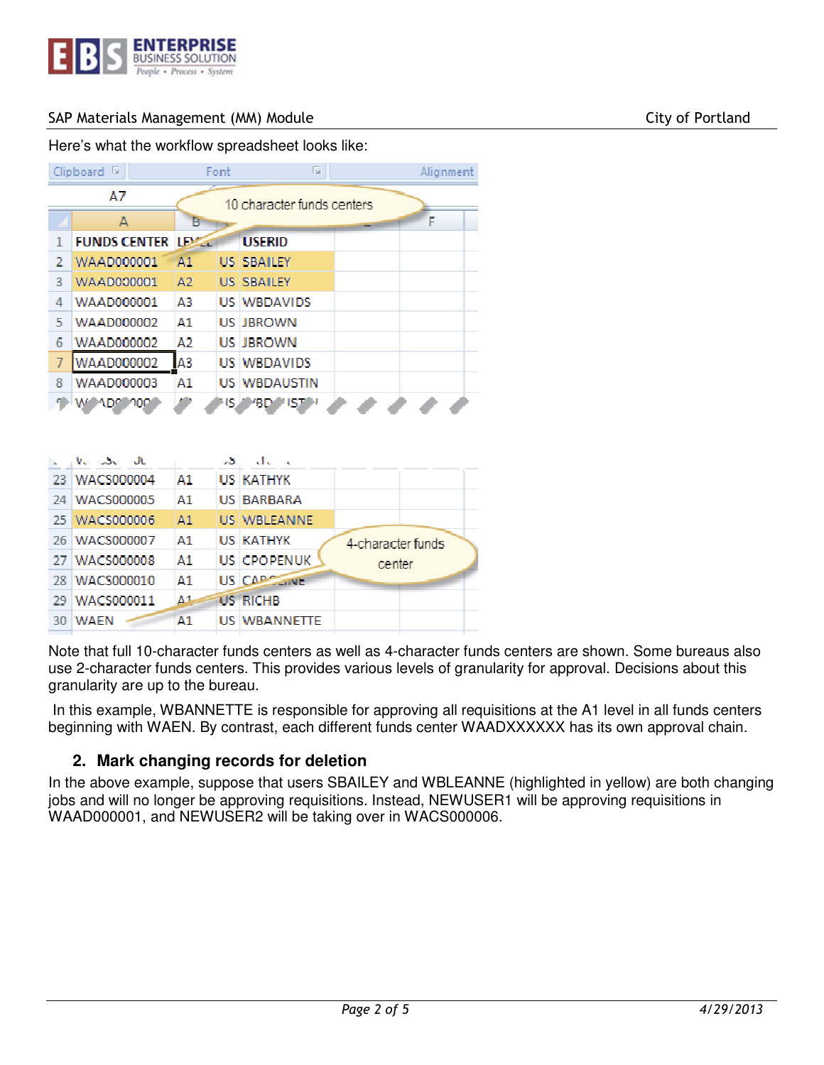Here's what the workflow spreadsheet looks like:

| FUNDS CENTER | LEVEL | | USERID |
|---|---|---|---|
| WAAD000001 | A1 | US | SBAILEY |
| WAAD000001 | A2 | US | SBAILEY |
| WAAD000001 | A3 | US | WBDAVIDS |
| WAAD000002 | A1 | US | JBROWN |
| WAAD000002 | A2 | US | JBROWN |
| WAAD000002 | A3 | US | WBDAVIDS |
| WAAD000003 | A1 | US | WBDAUSTIN |
| ... | | | |
| WACS000004 | A1 | US | KATHYK |
| WACS000005 | A1 | US | BARBARA |
| WACS000006 | A1 | US | WBLEANNE |
| WACS000007 | A1 | US | KATHYK |
| WACS000008 | A1 | US | CPOPENUK |
| WACS000010 | A1 | US | CAROLINE |
| WACS000011 | A1 | US | RICHB |
| WAEN | A1 | US | WBANNETTE |

10 character funds centers

4-character funds center

Note that full 10-character funds centers as well as 4-character funds centers are shown. Some bureaus also use 2-character funds centers. This provides various levels of granularity for approval. Decisions about this granularity are up to the bureau.

In this example, WBANNETTE is responsible for approving all requisitions at the A1 level in all funds centers beginning with WAEN. By contrast, each different funds center WAADXXXXXX has its own approval chain.

### 2. Mark changing records for deletion

In the above example, suppose that users SBAILEY and WBLEANNE (highlighted in yellow) are both changing jobs and will no longer be approving requisitions. Instead, NEWUSER1 will be approving requisitions in WAAD000001, and NEWUSER2 will be taking over in WACS000006.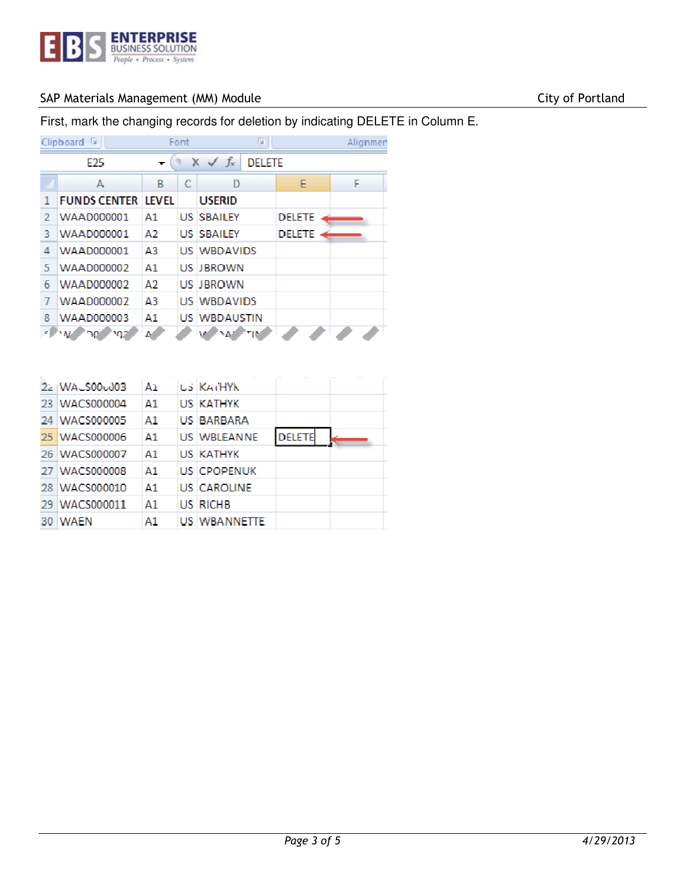First, mark the changing records for deletion by indicating DELETE in Column E.

| | A | B | C | D | E | F |
|---|---|---|---|---|---|---|
| 1 | FUNDS CENTER | LEVEL | | USERID | | |
| 2 | WAAD000001 | A1 | US | SBAILEY | DELETE | |
| 3 | WAAD000001 | A2 | US | SBAILEY | DELETE | |
| 4 | WAAD000001 | A3 | US | WBDAVIDS | | |
| 5 | WAAD000002 | A1 | US | JBROWN | | |
| 6 | WAAD000002 | A2 | US | JBROWN | | |
| 7 | WAAD000002 | A3 | US | WBDAVIDS | | |
| 8 | WAAD000003 | A1 | US | WBDAUSTIN | | |
| 22 | WACS000003 | A1 | US | KATHYK | | |
| 23 | WACS000004 | A1 | US | KATHYK | | |
| 24 | WACS000005 | A1 | US | BARBARA | | |
| 25 | WACS000006 | A1 | US | WBLEANNE | DELETE | |
| 26 | WACS000007 | A1 | US | KATHYK | | |
| 27 | WACS000008 | A1 | US | CPOPENUK | | |
| 28 | WACS000010 | A1 | US | CAROLINE | | |
| 29 | WACS000011 | A1 | US | RICHB | | |
| 30 | WAEN | A1 | US | WBANNETTE | | |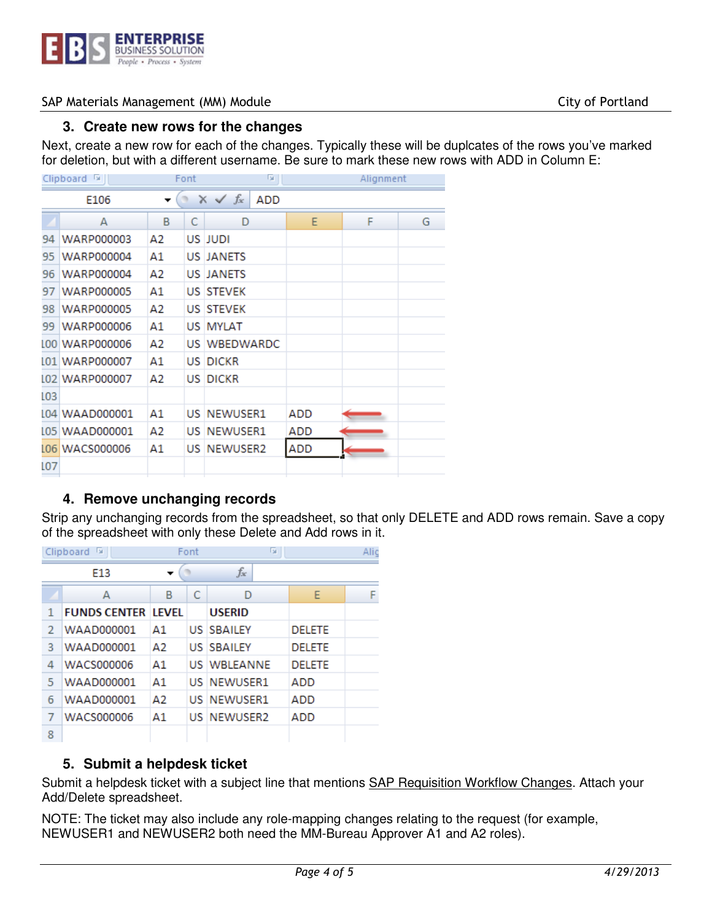### 3. Create new rows for the changes

Next, create a new row for each of the changes. Typically these will be duplcates of the rows you've marked for deletion, but with a different username. Be sure to mark these new rows with ADD in Column E:

| | A | B | C | D | E |
|---|---|---|---|---|---|
| 94 | WARP000003 | A2 | US | JUDI | |
| 95 | WARP000004 | A1 | US | JANETS | |
| 96 | WARP000004 | A2 | US | JANETS | |
| 97 | WARP000005 | A1 | US | STEVEK | |
| 98 | WARP000005 | A2 | US | STEVEK | |
| 99 | WARP000006 | A1 | US | MYLAT | |
| 100 | WARP000006 | A2 | US | WBEDWARDC | |
| 101 | WARP000007 | A1 | US | DICKR | |
| 102 | WARP000007 | A2 | US | DICKR | |
| 103 | | | | | |
| 104 | WAAD000001 | A1 | US | NEWUSER1 | ADD |
| 105 | WAAD000001 | A2 | US | NEWUSER1 | ADD |
| 106 | WACS000006 | A1 | US | NEWUSER2 | ADD |
| 107 | | | | | |

### 4. Remove unchanging records

Strip any unchanging records from the spreadsheet, so that only DELETE and ADD rows remain. Save a copy of the spreadsheet with only these Delete and Add rows in it.

| | A | B | C | D | E |
|---|---|---|---|---|---|
| 1 | **FUNDS CENTER** | **LEVEL** | | **USERID** | |
| 2 | WAAD000001 | A1 | US | SBAILEY | DELETE |
| 3 | WAAD000001 | A2 | US | SBAILEY | DELETE |
| 4 | WACS000006 | A1 | US | WBLEANNE | DELETE |
| 5 | WAAD000001 | A1 | US | NEWUSER1 | ADD |
| 6 | WAAD000001 | A2 | US | NEWUSER1 | ADD |
| 7 | WACS000006 | A1 | US | NEWUSER2 | ADD |
| 8 | | | | | |

### 5. Submit a helpdesk ticket

Submit a helpdesk ticket with a subject line that mentions SAP Requisition Workflow Changes. Attach your Add/Delete spreadsheet.

NOTE: The ticket may also include any role-mapping changes relating to the request (for example, NEWUSER1 and NEWUSER2 both need the MM-Bureau Approver A1 and A2 roles).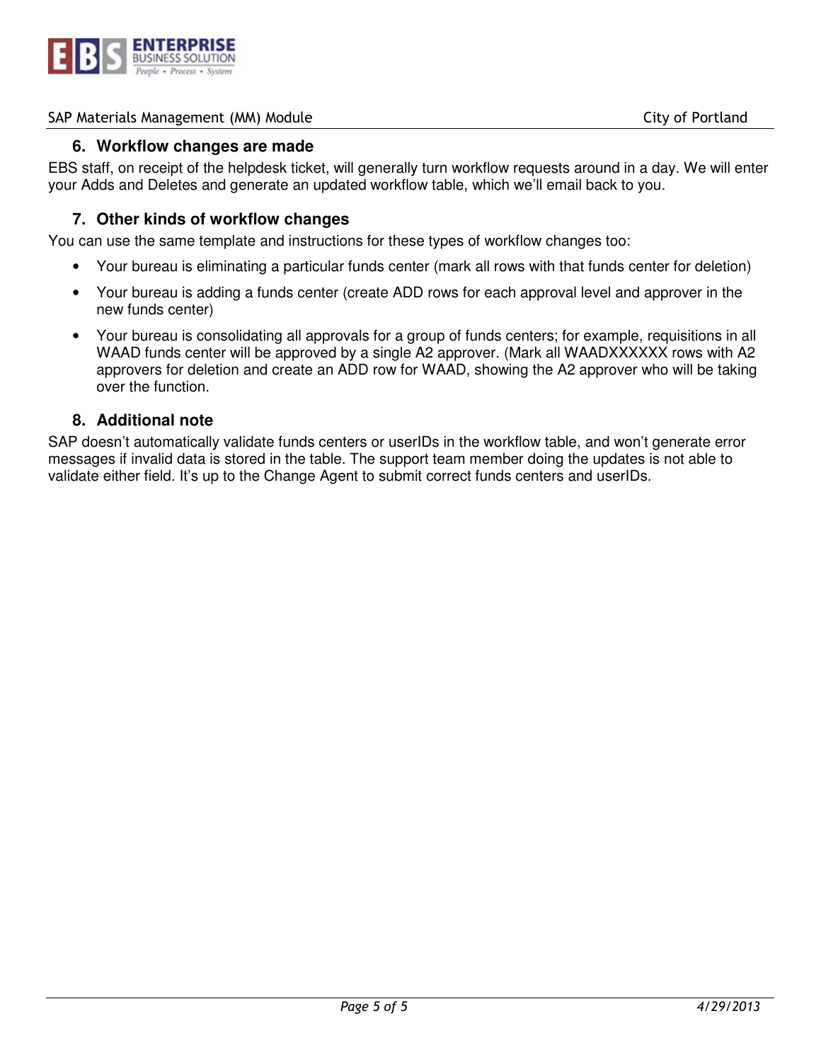## 6. Workflow changes are made

EBS staff, on receipt of the helpdesk ticket, will generally turn workflow requests around in a day. We will enter your Adds and Deletes and generate an updated workflow table, which we'll email back to you.

## 7. Other kinds of workflow changes

You can use the same template and instructions for these types of workflow changes too:

- Your bureau is eliminating a particular funds center (mark all rows with that funds center for deletion)
- Your bureau is adding a funds center (create ADD rows for each approval level and approver in the new funds center)
- Your bureau is consolidating all approvals for a group of funds centers; for example, requisitions in all WAAD funds center will be approved by a single A2 approver. (Mark all WAADXXXXXX rows with A2 approvers for deletion and create an ADD row for WAAD, showing the A2 approver who will be taking over the function.

## 8. Additional note

SAP doesn't automatically validate funds centers or userIDs in the workflow table, and won't generate error messages if invalid data is stored in the table. The support team member doing the updates is not able to validate either field. It's up to the Change Agent to submit correct funds centers and userIDs.